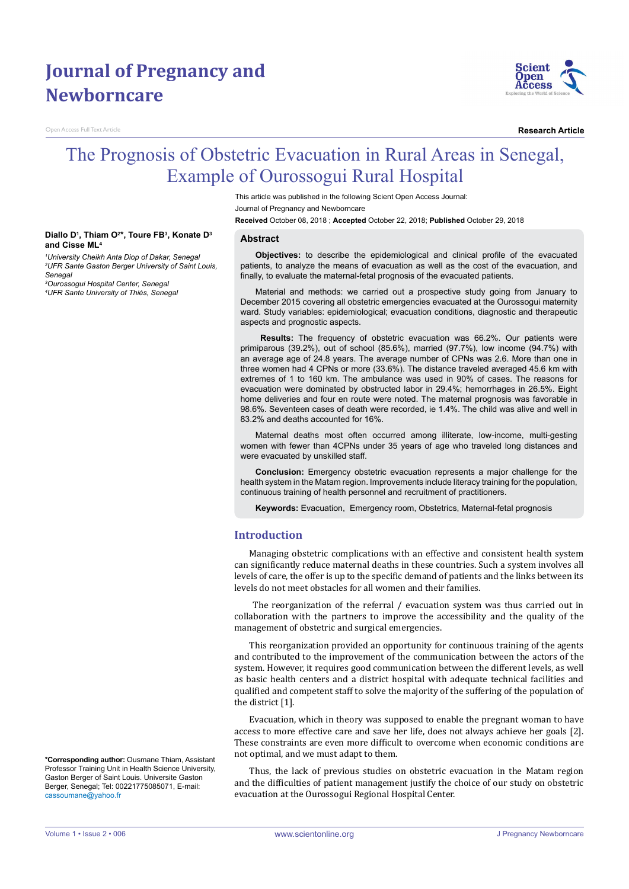Journal of Pregnancy and Newborncare

Open Access Full Text Article

**Research Article**

# The Prognosis of Obstetric Evacuation in Rural Areas in Senegal, Example of Ourossogui Rural Hospital

This article was published in the following Scient Open Access Journal:
Journal of Pregnancy and Newborncare

**Received** October 08, 2018 ; **Accepted** October 22, 2018; **Published** October 29, 2018

**Diallo D[1], Thiam O[2]*, Toure FB[3], Konate D[3] and Cisse ML[4]**

*[1]University Cheikh Anta Diop of Dakar, Senegal*
*[2]UFR Sante Gaston Berger University of Saint Louis, Senegal*
*[3]Ourossogui Hospital Center, Senegal*
*[4]UFR Sante University of Thiès, Senegal*

**\*Corresponding author:** Ousmane Thiam, Assistant Professor Training Unit in Health Science University, Gaston Berger of Saint Louis. Universite Gaston Berger, Senegal; Tel: 00221775085071, E-mail: cassoumane@yahoo.fr

## Abstract

**Objectives:** to describe the epidemiological and clinical profile of the evacuated patients, to analyze the means of evacuation as well as the cost of the evacuation, and finally, to evaluate the maternal-fetal prognosis of the evacuated patients.

Material and methods: we carried out a prospective study going from January to December 2015 covering all obstetric emergencies evacuated at the Ourossogui maternity ward. Study variables: epidemiological; evacuation conditions, diagnostic and therapeutic aspects and prognostic aspects.

**Results:** The frequency of obstetric evacuation was 66.2%. Our patients were primiparous (39.2%), out of school (85.6%), married (97.7%), low income (94.7%) with an average age of 24.8 years. The average number of CPNs was 2.6. More than one in three women had 4 CPNs or more (33.6%). The distance traveled averaged 45.6 km with extremes of 1 to 160 km. The ambulance was used in 90% of cases. The reasons for evacuation were dominated by obstructed labor in 29.4%; hemorrhages in 26.5%. Eight home deliveries and four en route were noted. The maternal prognosis was favorable in 98.6%. Seventeen cases of death were recorded, ie 1.4%. The child was alive and well in 83.2% and deaths accounted for 16%.

Maternal deaths most often occurred among illiterate, low-income, multi-gesting women with fewer than 4CPNs under 35 years of age who traveled long distances and were evacuated by unskilled staff.

**Conclusion:** Emergency obstetric evacuation represents a major challenge for the health system in the Matam region. Improvements include literacy training for the population, continuous training of health personnel and recruitment of practitioners.

**Keywords:** Evacuation, Emergency room, Obstetrics, Maternal-fetal prognosis

## Introduction

Managing obstetric complications with an effective and consistent health system can significantly reduce maternal deaths in these countries. Such a system involves all levels of care, the offer is up to the specific demand of patients and the links between its levels do not meet obstacles for all women and their families.

The reorganization of the referral / evacuation system was thus carried out in collaboration with the partners to improve the accessibility and the quality of the management of obstetric and surgical emergencies.

This reorganization provided an opportunity for continuous training of the agents and contributed to the improvement of the communication between the actors of the system. However, it requires good communication between the different levels, as well as basic health centers and a district hospital with adequate technical facilities and qualified and competent staff to solve the majority of the suffering of the population of the district [1].

Evacuation, which in theory was supposed to enable the pregnant woman to have access to more effective care and save her life, does not always achieve her goals [2]. These constraints are even more difficult to overcome when economic conditions are not optimal, and we must adapt to them.

Thus, the lack of previous studies on obstetric evacuation in the Matam region and the difficulties of patient management justify the choice of our study on obstetric evacuation at the Ourossogui Regional Hospital Center.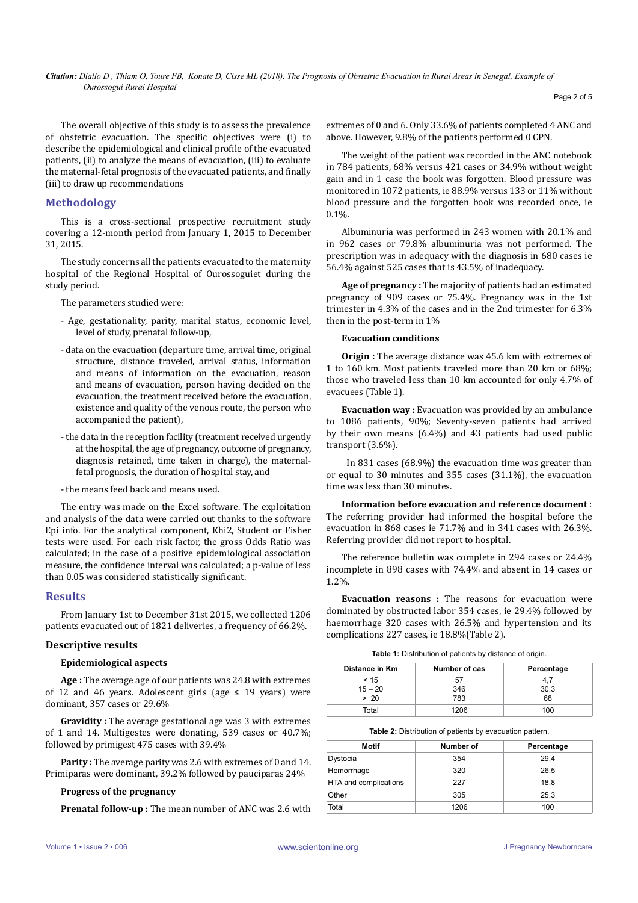The overall objective of this study is to assess the prevalence of obstetric evacuation. The specific objectives were (i) to describe the epidemiological and clinical profile of the evacuated patients, (ii) to analyze the means of evacuation, (iii) to evaluate the maternal-fetal prognosis of the evacuated patients, and finally (iii) to draw up recommendations

## Methodology

This is a cross-sectional prospective recruitment study covering a 12-month period from January 1, 2015 to December 31, 2015.

The study concerns all the patients evacuated to the maternity hospital of the Regional Hospital of Ourossoguiet during the study period.

The parameters studied were:

- Age, gestationality, parity, marital status, economic level, level of study, prenatal follow-up,
- data on the evacuation (departure time, arrival time, original structure, distance traveled, arrival status, information and means of information on the evacuation, reason and means of evacuation, person having decided on the evacuation, the treatment received before the evacuation, existence and quality of the venous route, the person who accompanied the patient),
- the data in the reception facility (treatment received urgently at the hospital, the age of pregnancy, outcome of pregnancy, diagnosis retained, time taken in charge), the maternal-fetal prognosis, the duration of hospital stay, and
- the means feed back and means used.

The entry was made on the Excel software. The exploitation and analysis of the data were carried out thanks to the software Epi info. For the analytical component, Khi2, Student or Fisher tests were used. For each risk factor, the gross Odds Ratio was calculated; in the case of a positive epidemiological association measure, the confidence interval was calculated; a p-value of less than 0.05 was considered statistically significant.

## Results

From January 1st to December 31st 2015, we collected 1206 patients evacuated out of 1821 deliveries, a frequency of 66.2%.

### Descriptive results

#### Epidemiological aspects

**Age :** The average age of our patients was 24.8 with extremes of 12 and 46 years. Adolescent girls (age ≤ 19 years) were dominant, 357 cases or 29.6%

**Gravidity :** The average gestational age was 3 with extremes of 1 and 14. Multigestes were donating, 539 cases or 40.7%; followed by primigest 475 cases with 39.4%

**Parity :** The average parity was 2.6 with extremes of 0 and 14. Primiparas were dominant, 39.2% followed by pauciparas 24%

#### Progress of the pregnancy

**Prenatal follow-up :** The mean number of ANC was 2.6 with extremes of 0 and 6. Only 33.6% of patients completed 4 ANC and above. However, 9.8% of the patients performed 0 CPN.

The weight of the patient was recorded in the ANC notebook in 784 patients, 68% versus 421 cases or 34.9% without weight gain and in 1 case the book was forgotten. Blood pressure was monitored in 1072 patients, ie 88.9% versus 133 or 11% without blood pressure and the forgotten book was recorded once, ie 0.1%.

Albuminuria was performed in 243 women with 20.1% and in 962 cases or 79.8% albuminuria was not performed. The prescription was in adequacy with the diagnosis in 680 cases ie 56.4% against 525 cases that is 43.5% of inadequacy.

**Age of pregnancy :** The majority of patients had an estimated pregnancy of 909 cases or 75.4%. Pregnancy was in the 1st trimester in 4.3% of the cases and in the 2nd trimester for 6.3% then in the post-term in 1%

#### Evacuation conditions

**Origin :** The average distance was 45.6 km with extremes of 1 to 160 km. Most patients traveled more than 20 km or 68%; those who traveled less than 10 km accounted for only 4.7% of evacuees (Table 1).

**Evacuation way :** Evacuation was provided by an ambulance to 1086 patients, 90%; Seventy-seven patients had arrived by their own means (6.4%) and 43 patients had used public transport (3.6%).

In 831 cases (68.9%) the evacuation time was greater than or equal to 30 minutes and 355 cases (31.1%), the evacuation time was less than 30 minutes.

**Information before evacuation and reference document** : The referring provider had informed the hospital before the evacuation in 868 cases ie 71.7% and in 341 cases with 26.3%. Referring provider did not report to hospital.

The reference bulletin was complete in 294 cases or 24.4% incomplete in 898 cases with 74.4% and absent in 14 cases or 1.2%.

**Evacuation reasons :** The reasons for evacuation were dominated by obstructed labor 354 cases, ie 29.4% followed by haemorrhage 320 cases with 26.5% and hypertension and its complications 227 cases, ie 18.8%(Table 2).

**Table 1:** Distribution of patients by distance of origin.

| Distance in Km | Number of cas | Percentage |
|---|---|---|
| < 15 | 57 | 4,7 |
| 15 – 20 | 346 | 30,3 |
| > 20 | 783 | 68 |
| Total | 1206 | 100 |

**Table 2:** Distribution of patients by evacuation pattern.

| Motif | Number of | Percentage |
|---|---|---|
| Dystocia | 354 | 29,4 |
| Hemorrhage | 320 | 26,5 |
| HTA and complications | 227 | 18,8 |
| Other | 305 | 25,3 |
| Total | 1206 | 100 |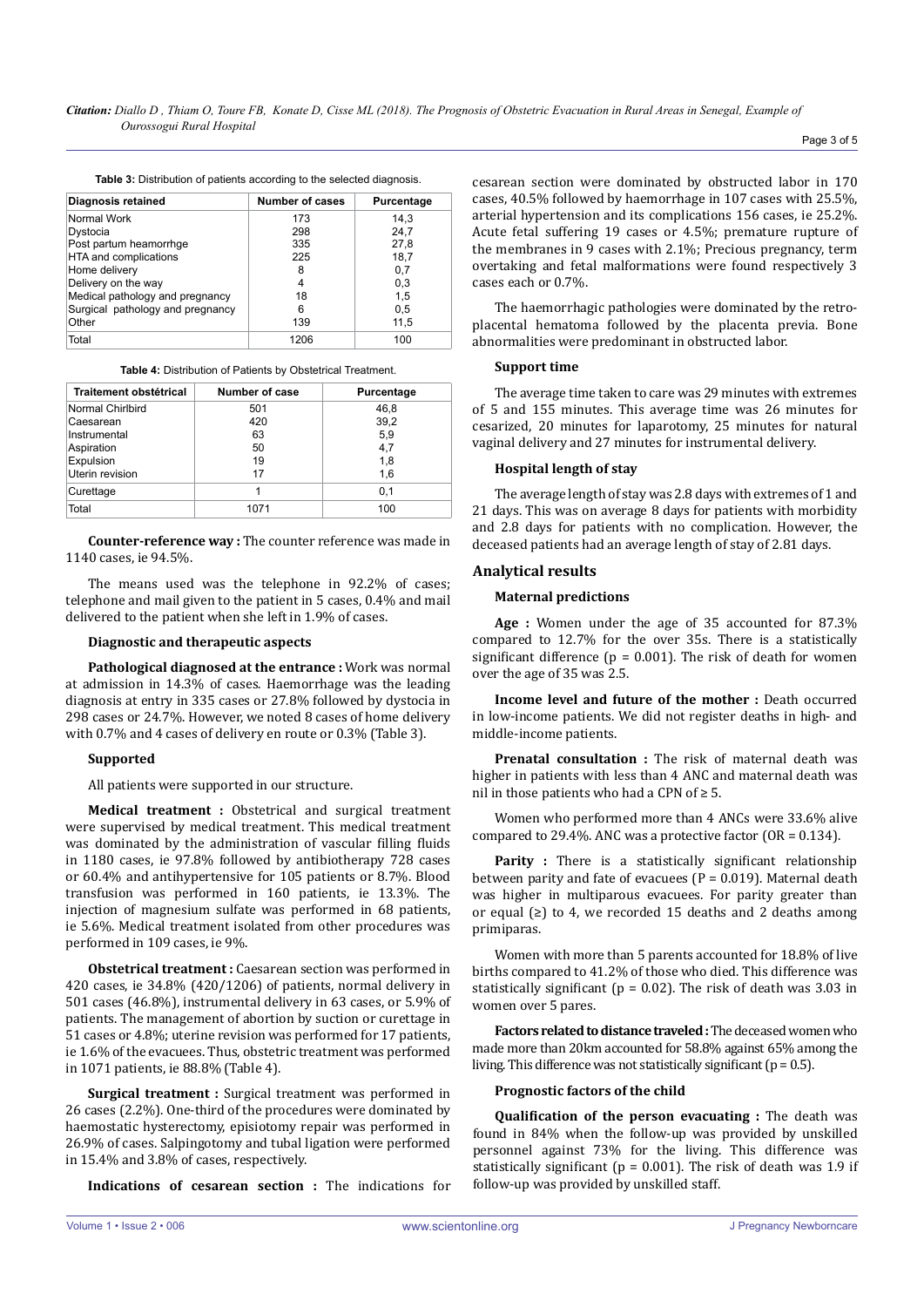**Table 3:** Distribution of patients according to the selected diagnosis.

| Diagnosis retained | Number of cases | Purcentage |
|---|---|---|
| Normal Work | 173 | 14,3 |
| Dystocia | 298 | 24,7 |
| Post partum heamorrhge | 335 | 27,8 |
| HTA and complications | 225 | 18,7 |
| Home delivery | 8 | 0,7 |
| Delivery on the way | 4 | 0,3 |
| Medical pathology and pregnancy | 18 | 1,5 |
| Surgical pathology and pregnancy | 6 | 0,5 |
| Other | 139 | 11,5 |
| Total | 1206 | 100 |

**Table 4:** Distribution of Patients by Obstetrical Treatment.

| Traitement obstétrical | Number of case | Purcentage |
|---|---|---|
| Normal Chirlbird | 501 | 46,8 |
| Caesarean | 420 | 39,2 |
| Instrumental | 63 | 5,9 |
| Aspiration | 50 | 4,7 |
| Expulsion | 19 | 1,8 |
| Uterin revision | 17 | 1,6 |
| Curettage | 1 | 0,1 |
| Total | 1071 | 100 |

**Counter-reference way :** The counter reference was made in 1140 cases, ie 94.5%.

The means used was the telephone in 92.2% of cases; telephone and mail given to the patient in 5 cases, 0.4% and mail delivered to the patient when she left in 1.9% of cases.

**Diagnostic and therapeutic aspects**

**Pathological diagnosed at the entrance :** Work was normal at admission in 14.3% of cases. Haemorrhage was the leading diagnosis at entry in 335 cases or 27.8% followed by dystocia in 298 cases or 24.7%. However, we noted 8 cases of home delivery with 0.7% and 4 cases of delivery en route or 0.3% (Table 3).

**Supported**

All patients were supported in our structure.

**Medical treatment :** Obstetrical and surgical treatment were supervised by medical treatment. This medical treatment was dominated by the administration of vascular filling fluids in 1180 cases, ie 97.8% followed by antibiotherapy 728 cases or 60.4% and antihypertensive for 105 patients or 8.7%. Blood transfusion was performed in 160 patients, ie 13.3%. The injection of magnesium sulfate was performed in 68 patients, ie 5.6%. Medical treatment isolated from other procedures was performed in 109 cases, ie 9%.

**Obstetrical treatment :** Caesarean section was performed in 420 cases, ie 34.8% (420/1206) of patients, normal delivery in 501 cases (46.8%), instrumental delivery in 63 cases, or 5.9% of patients. The management of abortion by suction or curettage in 51 cases or 4.8%; uterine revision was performed for 17 patients, ie 1.6% of the evacuees. Thus, obstetric treatment was performed in 1071 patients, ie 88.8% (Table 4).

**Surgical treatment :** Surgical treatment was performed in 26 cases (2.2%). One-third of the procedures were dominated by haemostatic hysterectomy, episiotomy repair was performed in 26.9% of cases. Salpingotomy and tubal ligation were performed in 15.4% and 3.8% of cases, respectively.

**Indications of cesarean section :** The indications for cesarean section were dominated by obstructed labor in 170 cases, 40.5% followed by haemorrhage in 107 cases with 25.5%, arterial hypertension and its complications 156 cases, ie 25.2%. Acute fetal suffering 19 cases or 4.5%; premature rupture of the membranes in 9 cases with 2.1%; Precious pregnancy, term overtaking and fetal malformations were found respectively 3 cases each or 0.7%.

The haemorrhagic pathologies were dominated by the retro-placental hematoma followed by the placenta previa. Bone abnormalities were predominant in obstructed labor.

**Support time**

The average time taken to care was 29 minutes with extremes of 5 and 155 minutes. This average time was 26 minutes for cesarized, 20 minutes for laparotomy, 25 minutes for natural vaginal delivery and 27 minutes for instrumental delivery.

**Hospital length of stay**

The average length of stay was 2.8 days with extremes of 1 and 21 days. This was on average 8 days for patients with morbidity and 2.8 days for patients with no complication. However, the deceased patients had an average length of stay of 2.81 days.

## Analytical results

**Maternal predictions**

**Age :** Women under the age of 35 accounted for 87.3% compared to 12.7% for the over 35s. There is a statistically significant difference ($p = 0.001$). The risk of death for women over the age of 35 was 2.5.

**Income level and future of the mother :** Death occurred in low-income patients. We did not register deaths in high- and middle-income patients.

**Prenatal consultation :** The risk of maternal death was higher in patients with less than 4 ANC and maternal death was nil in those patients who had a CPN of ≥ 5.

Women who performed more than 4 ANCs were 33.6% alive compared to 29.4%. ANC was a protective factor (OR = 0.134).

**Parity :** There is a statistically significant relationship between parity and fate of evacuees ($P = 0.019$). Maternal death was higher in multiparous evacuees. For parity greater than or equal (≥) to 4, we recorded 15 deaths and 2 deaths among primiparas.

Women with more than 5 parents accounted for 18.8% of live births compared to 41.2% of those who died. This difference was statistically significant ($p = 0.02$). The risk of death was 3.03 in women over 5 pares.

**Factors related to distance traveled :** The deceased women who made more than 20km accounted for 58.8% against 65% among the living. This difference was not statistically significant ($p = 0.5$).

**Prognostic factors of the child**

**Qualification of the person evacuating :** The death was found in 84% when the follow-up was provided by unskilled personnel against 73% for the living. This difference was statistically significant ($p = 0.001$). The risk of death was 1.9 if follow-up was provided by unskilled staff.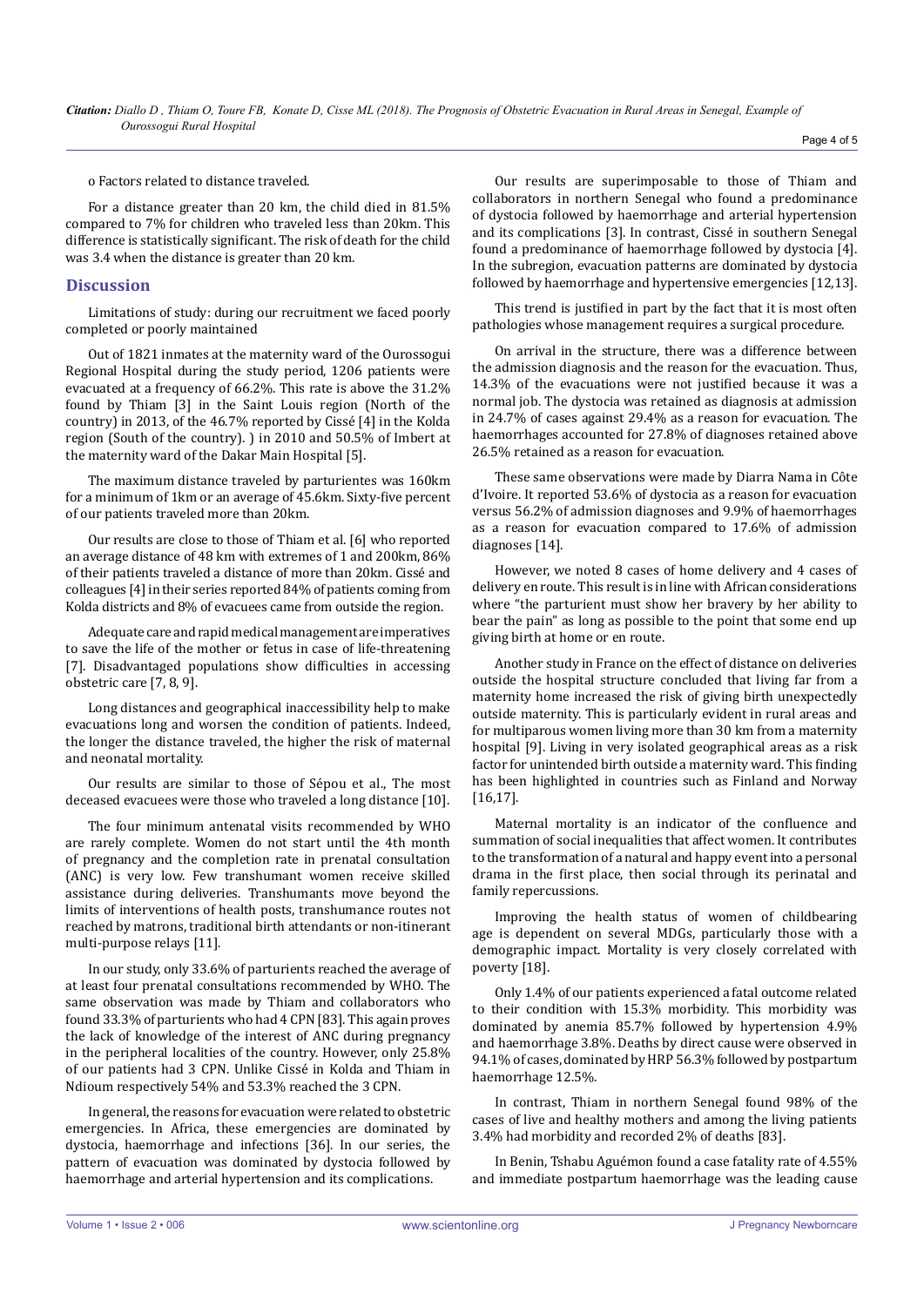o Factors related to distance traveled.

For a distance greater than 20 km, the child died in 81.5% compared to 7% for children who traveled less than 20km. This difference is statistically significant. The risk of death for the child was 3.4 when the distance is greater than 20 km.

## Discussion

Limitations of study: during our recruitment we faced poorly completed or poorly maintained

Out of 1821 inmates at the maternity ward of the Ourossogui Regional Hospital during the study period, 1206 patients were evacuated at a frequency of 66.2%. This rate is above the 31.2% found by Thiam [3] in the Saint Louis region (North of the country) in 2013, of the 46.7% reported by Cissé [4] in the Kolda region (South of the country). ) in 2010 and 50.5% of Imbert at the maternity ward of the Dakar Main Hospital [5].

The maximum distance traveled by parturientes was 160km for a minimum of 1km or an average of 45.6km. Sixty-five percent of our patients traveled more than 20km.

Our results are close to those of Thiam et al. [6] who reported an average distance of 48 km with extremes of 1 and 200km, 86% of their patients traveled a distance of more than 20km. Cissé and colleagues [4] in their series reported 84% of patients coming from Kolda districts and 8% of evacuees came from outside the region.

Adequate care and rapid medical management are imperatives to save the life of the mother or fetus in case of life-threatening [7]. Disadvantaged populations show difficulties in accessing obstetric care [7, 8, 9].

Long distances and geographical inaccessibility help to make evacuations long and worsen the condition of patients. Indeed, the longer the distance traveled, the higher the risk of maternal and neonatal mortality.

Our results are similar to those of Sépou et al., The most deceased evacuees were those who traveled a long distance [10].

The four minimum antenatal visits recommended by WHO are rarely complete. Women do not start until the 4th month of pregnancy and the completion rate in prenatal consultation (ANC) is very low. Few transhumant women receive skilled assistance during deliveries. Transhumants move beyond the limits of interventions of health posts, transhumance routes not reached by matrons, traditional birth attendants or non-itinerant multi-purpose relays [11].

In our study, only 33.6% of parturients reached the average of at least four prenatal consultations recommended by WHO. The same observation was made by Thiam and collaborators who found 33.3% of parturients who had 4 CPN [83]. This again proves the lack of knowledge of the interest of ANC during pregnancy in the peripheral localities of the country. However, only 25.8% of our patients had 3 CPN. Unlike Cissé in Kolda and Thiam in Ndioum respectively 54% and 53.3% reached the 3 CPN.

In general, the reasons for evacuation were related to obstetric emergencies. In Africa, these emergencies are dominated by dystocia, haemorrhage and infections [36]. In our series, the pattern of evacuation was dominated by dystocia followed by haemorrhage and arterial hypertension and its complications.

Our results are superimposable to those of Thiam and collaborators in northern Senegal who found a predominance of dystocia followed by haemorrhage and arterial hypertension and its complications [3]. In contrast, Cissé in southern Senegal found a predominance of haemorrhage followed by dystocia [4]. In the subregion, evacuation patterns are dominated by dystocia followed by haemorrhage and hypertensive emergencies [12,13].

This trend is justified in part by the fact that it is most often pathologies whose management requires a surgical procedure.

On arrival in the structure, there was a difference between the admission diagnosis and the reason for the evacuation. Thus, 14.3% of the evacuations were not justified because it was a normal job. The dystocia was retained as diagnosis at admission in 24.7% of cases against 29.4% as a reason for evacuation. The haemorrhages accounted for 27.8% of diagnoses retained above 26.5% retained as a reason for evacuation.

These same observations were made by Diarra Nama in Côte d'Ivoire. It reported 53.6% of dystocia as a reason for evacuation versus 56.2% of admission diagnoses and 9.9% of haemorrhages as a reason for evacuation compared to 17.6% of admission diagnoses [14].

However, we noted 8 cases of home delivery and 4 cases of delivery en route. This result is in line with African considerations where "the parturient must show her bravery by her ability to bear the pain" as long as possible to the point that some end up giving birth at home or en route.

Another study in France on the effect of distance on deliveries outside the hospital structure concluded that living far from a maternity home increased the risk of giving birth unexpectedly outside maternity. This is particularly evident in rural areas and for multiparous women living more than 30 km from a maternity hospital [9]. Living in very isolated geographical areas as a risk factor for unintended birth outside a maternity ward. This finding has been highlighted in countries such as Finland and Norway [16,17].

Maternal mortality is an indicator of the confluence and summation of social inequalities that affect women. It contributes to the transformation of a natural and happy event into a personal drama in the first place, then social through its perinatal and family repercussions.

Improving the health status of women of childbearing age is dependent on several MDGs, particularly those with a demographic impact. Mortality is very closely correlated with poverty [18].

Only 1.4% of our patients experienced a fatal outcome related to their condition with 15.3% morbidity. This morbidity was dominated by anemia 85.7% followed by hypertension 4.9% and haemorrhage 3.8%. Deaths by direct cause were observed in 94.1% of cases, dominated by HRP 56.3% followed by postpartum haemorrhage 12.5%.

In contrast, Thiam in northern Senegal found 98% of the cases of live and healthy mothers and among the living patients 3.4% had morbidity and recorded 2% of deaths [83].

In Benin, Tshabu Aguémon found a case fatality rate of 4.55% and immediate postpartum haemorrhage was the leading cause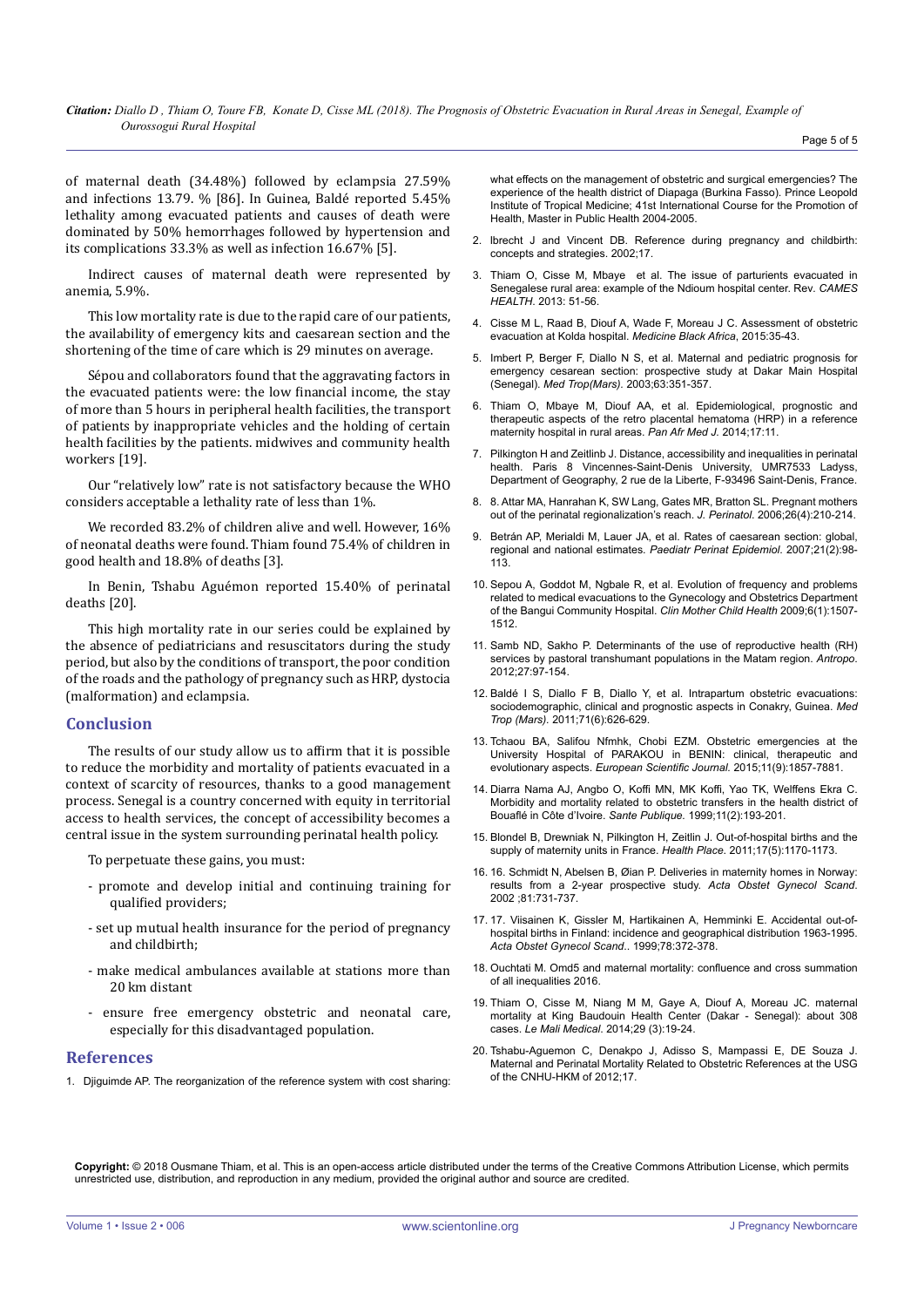of maternal death (34.48%) followed by eclampsia 27.59% and infections 13.79. % [86]. In Guinea, Baldé reported 5.45% lethality among evacuated patients and causes of death were dominated by 50% hemorrhages followed by hypertension and its complications 33.3% as well as infection 16.67% [5].

Indirect causes of maternal death were represented by anemia, 5.9%.

This low mortality rate is due to the rapid care of our patients, the availability of emergency kits and caesarean section and the shortening of the time of care which is 29 minutes on average.

Sépou and collaborators found that the aggravating factors in the evacuated patients were: the low financial income, the stay of more than 5 hours in peripheral health facilities, the transport of patients by inappropriate vehicles and the holding of certain health facilities by the patients. midwives and community health workers [19].

Our "relatively low" rate is not satisfactory because the WHO considers acceptable a lethality rate of less than 1%.

We recorded 83.2% of children alive and well. However, 16% of neonatal deaths were found. Thiam found 75.4% of children in good health and 18.8% of deaths [3].

In Benin, Tshabu Aguémon reported 15.40% of perinatal deaths [20].

This high mortality rate in our series could be explained by the absence of pediatricians and resuscitators during the study period, but also by the conditions of transport, the poor condition of the roads and the pathology of pregnancy such as HRP, dystocia (malformation) and eclampsia.

## Conclusion

The results of our study allow us to affirm that it is possible to reduce the morbidity and mortality of patients evacuated in a context of scarcity of resources, thanks to a good management process. Senegal is a country concerned with equity in territorial access to health services, the concept of accessibility becomes a central issue in the system surrounding perinatal health policy.

To perpetuate these gains, you must:

- promote and develop initial and continuing training for qualified providers;
- set up mutual health insurance for the period of pregnancy and childbirth;
- make medical ambulances available at stations more than 20 km distant
- ensure free emergency obstetric and neonatal care, especially for this disadvantaged population.

## References

1. Djiguimde AP. The reorganization of the reference system with cost sharing: what effects on the management of obstetric and surgical emergencies? The experience of the health district of Diapaga (Burkina Fasso). Prince Leopold Institute of Tropical Medicine; 41st International Course for the Promotion of Health, Master in Public Health 2004-2005.
2. Ibrecht J and Vincent DB. Reference during pregnancy and childbirth: concepts and strategies. 2002;17.
3. Thiam O, Cisse M, Mbaye et al. The issue of parturients evacuated in Senegalese rural area: example of the Ndioum hospital center. Rev. *CAMES HEALTH*. 2013: 51-56.
4. Cisse M L, Raad B, Diouf A, Wade F, Moreau J C. Assessment of obstetric evacuation at Kolda hospital. *Medicine Black Africa*, 2015:35-43.
5. Imbert P, Berger F, Diallo N S, et al. Maternal and pediatric prognosis for emergency cesarean section: prospective study at Dakar Main Hospital (Senegal). *Med Trop(Mars)*. 2003;63:351-357.
6. Thiam O, Mbaye M, Diouf AA, et al. Epidemiological, prognostic and therapeutic aspects of the retro placental hematoma (HRP) in a reference maternity hospital in rural areas. *Pan Afr Med J.* 2014;17:11.
7. Pilkington H and Zeitlinb J. Distance, accessibility and inequalities in perinatal health. Paris 8 Vincennes-Saint-Denis University, UMR7533 Ladyss, Department of Geography, 2 rue de la Liberte, F-93496 Saint-Denis, France.
8. 8. Attar MA, Hanrahan K, SW Lang, Gates MR, Bratton SL. Pregnant mothers out of the perinatal regionalization's reach. *J. Perinatol*. 2006;26(4):210-214.
9. Betrán AP, Merialdi M, Lauer JA, et al. Rates of caesarean section: global, regional and national estimates. *Paediatr Perinat Epidemiol*. 2007;21(2):98-113.
10. Sepou A, Goddot M, Ngbale R, et al. Evolution of frequency and problems related to medical evacuations to the Gynecology and Obstetrics Department of the Bangui Community Hospital. *Clin Mother Child Health* 2009;6(1):1507-1512.
11. Samb ND, Sakho P. Determinants of the use of reproductive health (RH) services by pastoral transhumant populations in the Matam region. *Antropo*. 2012;27:97-154.
12. Baldé I S, Diallo F B, Diallo Y, et al. Intrapartum obstetric evacuations: sociodemographic, clinical and prognostic aspects in Conakry, Guinea. *Med Trop (Mars)*. 2011;71(6):626-629.
13. Tchaou BA, Salifou Nfmhk, Chobi EZM. Obstetric emergencies at the University Hospital of PARAKOU in BENIN: clinical, therapeutic and evolutionary aspects. *European Scientific Journal.* 2015;11(9):1857-7881.
14. Diarra Nama AJ, Angbo O, Koffi MN, MK Koffi, Yao TK, Welffens Ekra C. Morbidity and mortality related to obstetric transfers in the health district of Bouaflé in Côte d'Ivoire. *Sante Publique.* 1999;11(2):193-201.
15. Blondel B, Drewniak N, Pilkington H, Zeitlin J. Out-of-hospital births and the supply of maternity units in France. *Health Place.* 2011;17(5):1170-1173.
16. 16. Schmidt N, Abelsen B, Øian P. Deliveries in maternity homes in Norway: results from a 2-year prospective study. *Acta Obstet Gynecol Scand*. 2002 ;81:731-737.
17. 17. Viisainen K, Gissler M, Hartikainen A, Hemminki E. Accidental out-of-hospital births in Finland: incidence and geographical distribution 1963-1995. *Acta Obstet Gynecol Scand.*. 1999;78:372-378.
18. Ouchtati M. Omd5 and maternal mortality: confluence and cross summation of all inequalities 2016.
19. Thiam O, Cisse M, Niang M M, Gaye A, Diouf A, Moreau JC. maternal mortality at King Baudouin Health Center (Dakar - Senegal): about 308 cases. *Le Mali Medical.* 2014;29 (3):19-24.
20. Tshabu-Aguemon C, Denakpo J, Adisso S, Mampassi E, DE Souza J. Maternal and Perinatal Mortality Related to Obstetric References at the USG of the CNHU-HKM of 2012;17.

**Copyright:** © 2018 Ousmane Thiam, et al. This is an open-access article distributed under the terms of the Creative Commons Attribution License, which permits unrestricted use, distribution, and reproduction in any medium, provided the original author and source are credited.